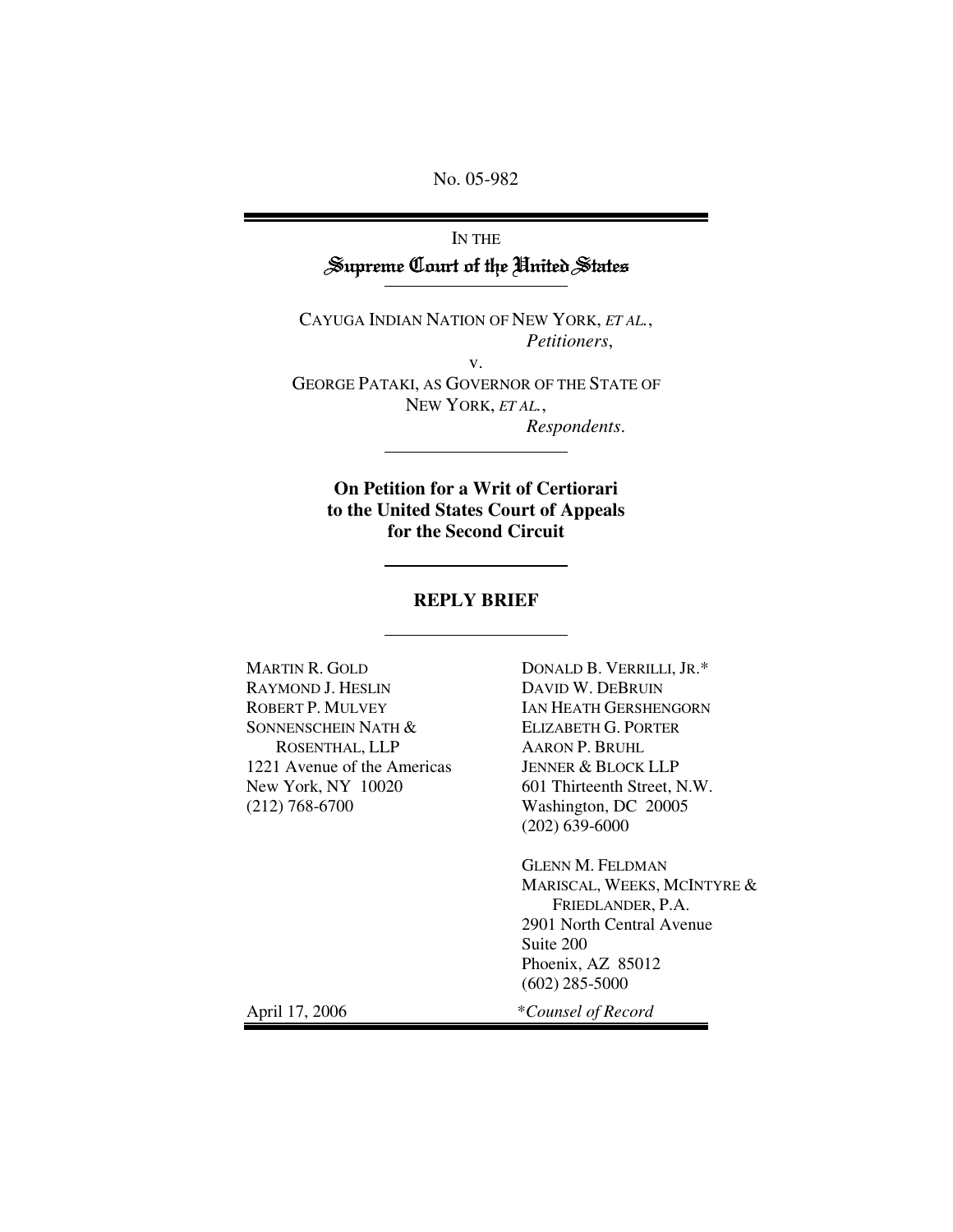No. 05-982

IN THE

# Supreme Court of the United States

CAYUGA INDIAN NATION OF NEW YORK, *ET AL.*,
*Petitioners*,

v.

GEORGE PATAKI, AS GOVERNOR OF THE STATE OF NEW YORK, *ET AL.*,
*Respondents*.

**On Petition for a Writ of Certiorari to the United States Court of Appeals for the Second Circuit**

## REPLY BRIEF

MARTIN R. GOLD
RAYMOND J. HESLIN
ROBERT P. MULVEY
SONNENSCHEIN NATH & ROSENTHAL, LLP
1221 Avenue of the Americas
New York, NY 10020
(212) 768-6700

DONALD B. VERRILLI, JR.*
DAVID W. DEBRUIN
IAN HEATH GERSHENGORN
ELIZABETH G. PORTER
AARON P. BRUHL
JENNER & BLOCK LLP
601 Thirteenth Street, N.W.
Washington, DC 20005
(202) 639-6000

GLENN M. FELDMAN
MARISCAL, WEEKS, MCINTYRE & FRIEDLANDER, P.A.
2901 North Central Avenue
Suite 200
Phoenix, AZ 85012
(602) 285-5000

April 17, 2006

*\*Counsel of Record*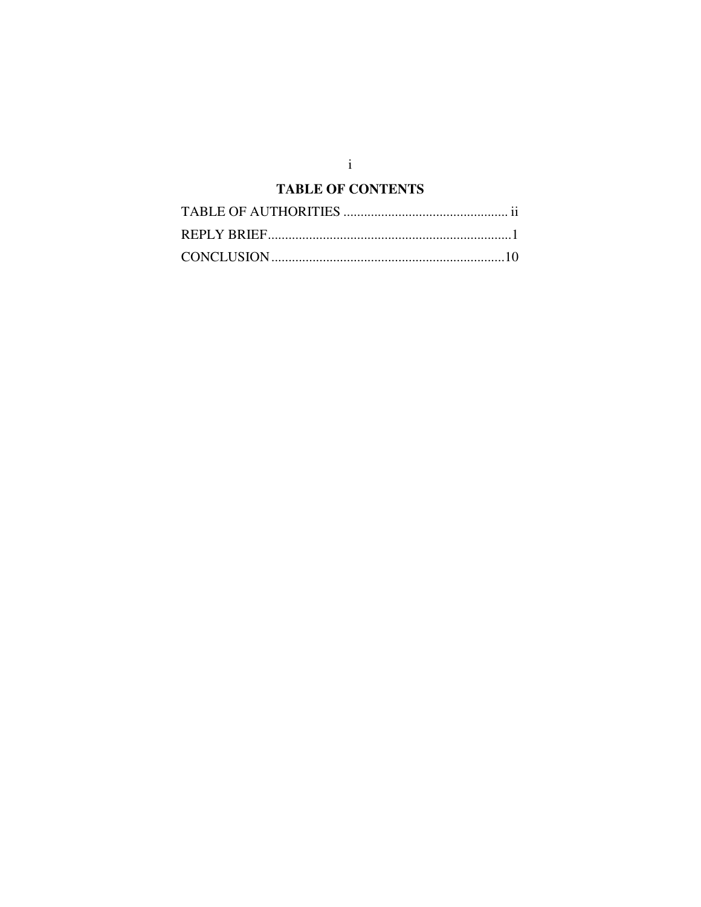# TABLE OF CONTENTS

TABLE OF AUTHORITIES ................................................ ii

REPLY BRIEF ....................................................................... 1

CONCLUSION .................................................................... 10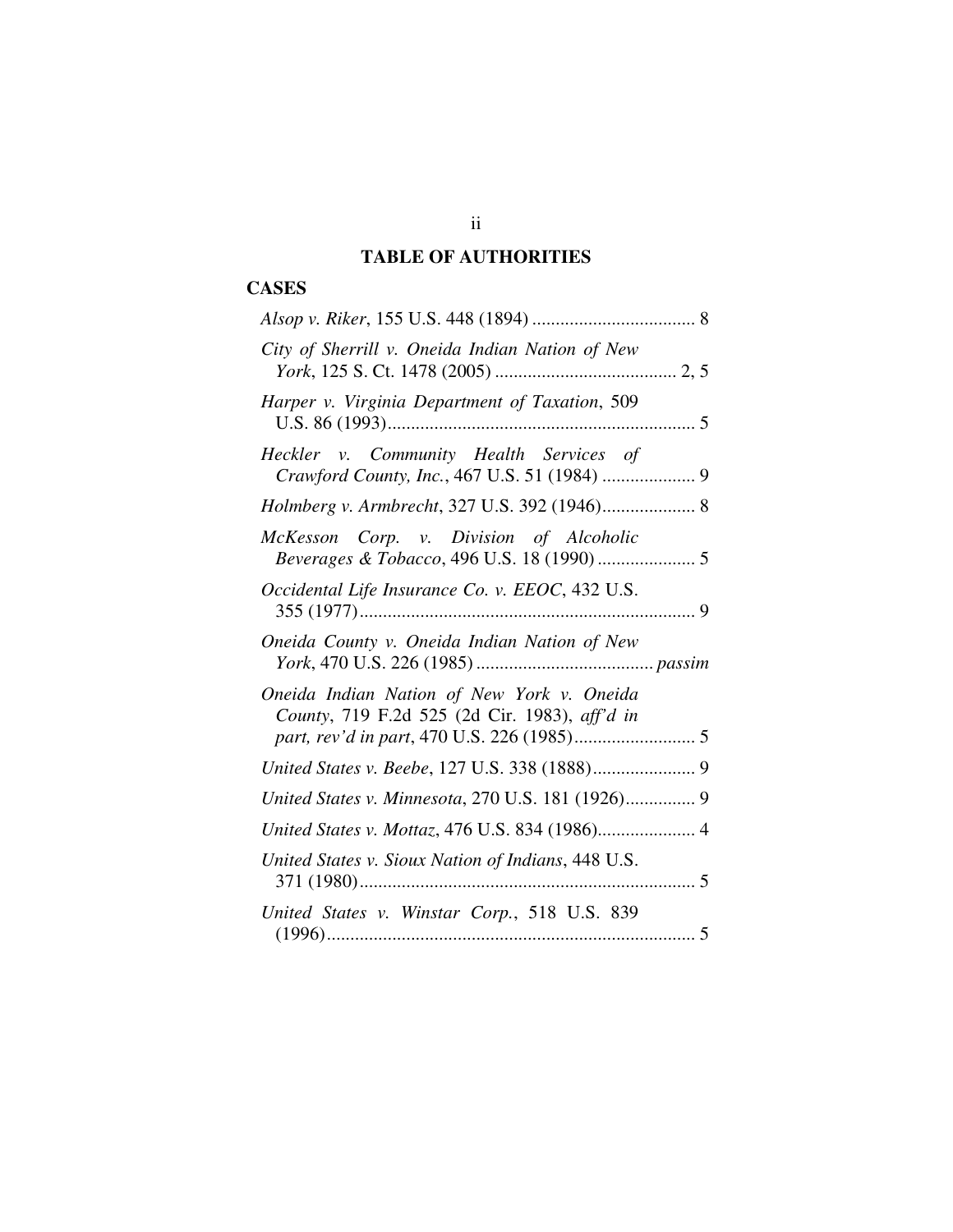## TABLE OF AUTHORITIES

### CASES

*Alsop v. Riker*, 155 U.S. 448 (1894) .................................. 8

*City of Sherrill v. Oneida Indian Nation of New York*, 125 S. Ct. 1478 (2005) ....................................... 2, 5

*Harper v. Virginia Department of Taxation*, 509 U.S. 86 (1993)................................................................ 5

*Heckler v. Community Health Services of Crawford County, Inc.*, 467 U.S. 51 (1984) .................... 9

*Holmberg v. Armbrecht*, 327 U.S. 392 (1946).................... 8

*McKesson Corp. v. Division of Alcoholic Beverages & Tobacco*, 496 U.S. 18 (1990) ..................... 5

*Occidental Life Insurance Co. v. EEOC*, 432 U.S. 355 (1977)....................................................................... 9

*Oneida County v. Oneida Indian Nation of New York*, 470 U.S. 226 (1985) ...................................... *passim*

*Oneida Indian Nation of New York v. Oneida County*, 719 F.2d 525 (2d Cir. 1983), *aff'd in part, rev'd in part*, 470 U.S. 226 (1985).......................... 5

*United States v. Beebe*, 127 U.S. 338 (1888)...................... 9

*United States v. Minnesota*, 270 U.S. 181 (1926)............... 9

*United States v. Mottaz*, 476 U.S. 834 (1986)..................... 4

*United States v. Sioux Nation of Indians*, 448 U.S. 371 (1980)........................................................................ 5

*United States v. Winstar Corp.*, 518 U.S. 839 (1996)............................................................................... 5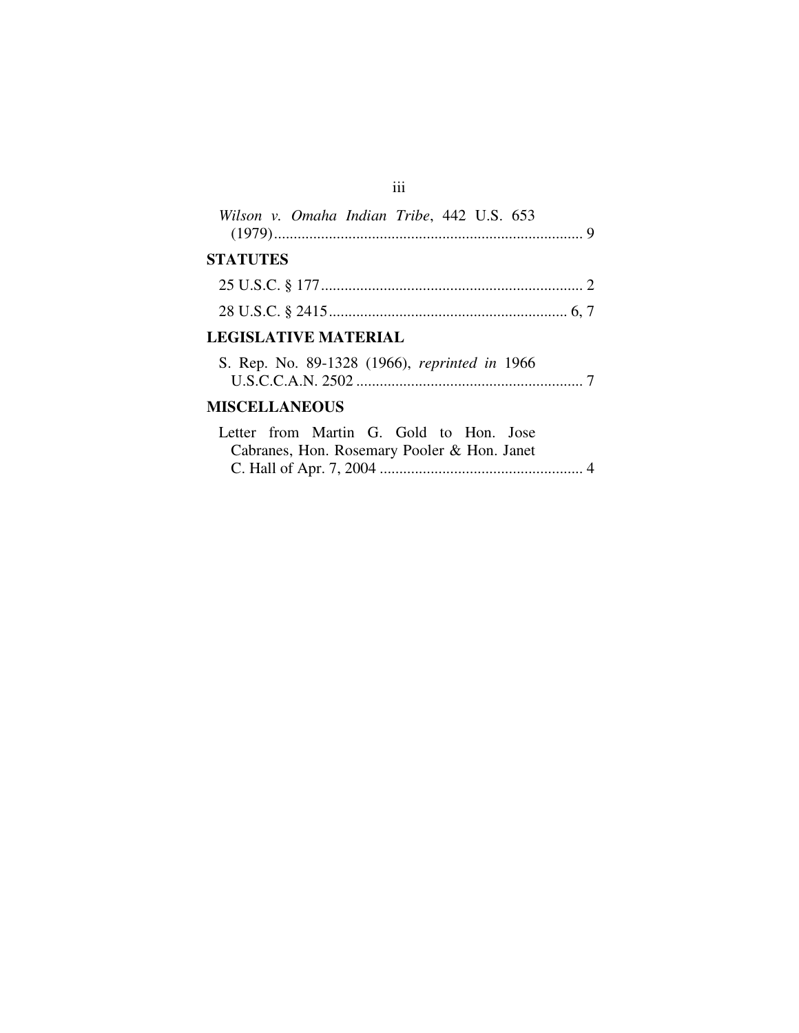*Wilson v. Omaha Indian Tribe*, 442 U.S. 653 (1979)............................................................................... 9

**STATUTES**

25 U.S.C. § 177.................................................................... 2

28 U.S.C. § 2415............................................................. 6, 7

**LEGISLATIVE MATERIAL**

S. Rep. No. 89-1328 (1966), *reprinted in* 1966 U.S.C.C.A.N. 2502 .......................................................... 7

**MISCELLANEOUS**

Letter from Martin G. Gold to Hon. Jose Cabranes, Hon. Rosemary Pooler & Hon. Janet C. Hall of Apr. 7, 2004 .................................................... 4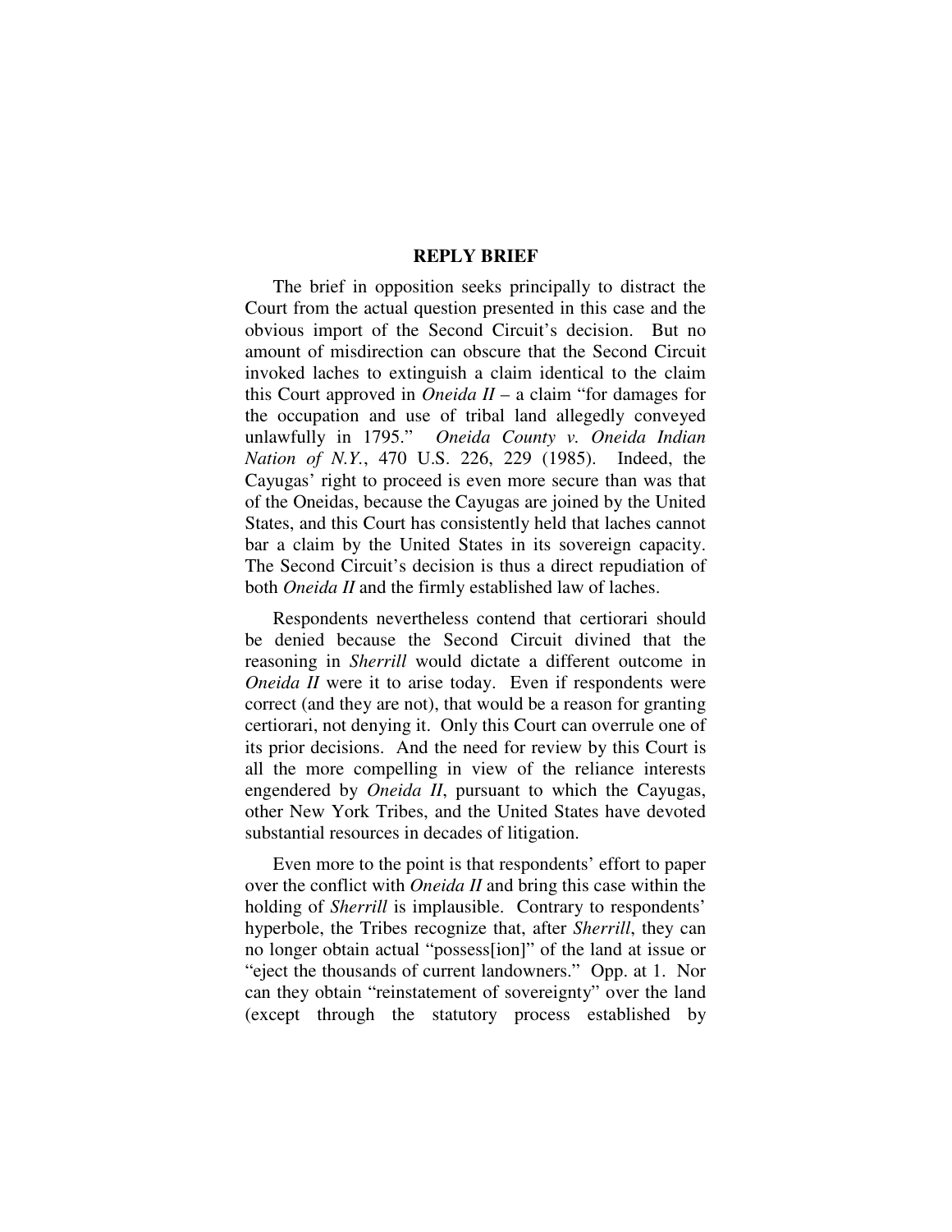## REPLY BRIEF

The brief in opposition seeks principally to distract the Court from the actual question presented in this case and the obvious import of the Second Circuit's decision. But no amount of misdirection can obscure that the Second Circuit invoked laches to extinguish a claim identical to the claim this Court approved in *Oneida II* – a claim "for damages for the occupation and use of tribal land allegedly conveyed unlawfully in 1795." *Oneida County v. Oneida Indian Nation of N.Y.*, 470 U.S. 226, 229 (1985). Indeed, the Cayugas' right to proceed is even more secure than was that of the Oneidas, because the Cayugas are joined by the United States, and this Court has consistently held that laches cannot bar a claim by the United States in its sovereign capacity. The Second Circuit's decision is thus a direct repudiation of both *Oneida II* and the firmly established law of laches.

Respondents nevertheless contend that certiorari should be denied because the Second Circuit divined that the reasoning in *Sherrill* would dictate a different outcome in *Oneida II* were it to arise today. Even if respondents were correct (and they are not), that would be a reason for granting certiorari, not denying it. Only this Court can overrule one of its prior decisions. And the need for review by this Court is all the more compelling in view of the reliance interests engendered by *Oneida II*, pursuant to which the Cayugas, other New York Tribes, and the United States have devoted substantial resources in decades of litigation.

Even more to the point is that respondents' effort to paper over the conflict with *Oneida II* and bring this case within the holding of *Sherrill* is implausible. Contrary to respondents' hyperbole, the Tribes recognize that, after *Sherrill*, they can no longer obtain actual "possess[ion]" of the land at issue or "eject the thousands of current landowners." Opp. at 1. Nor can they obtain "reinstatement of sovereignty" over the land (except through the statutory process established by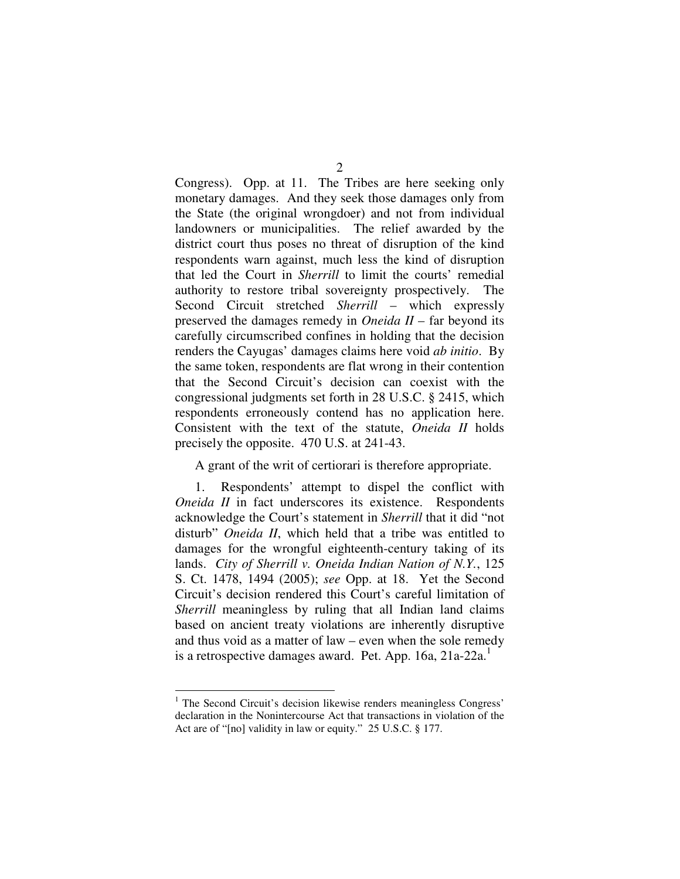Congress). Opp. at 11. The Tribes are here seeking only monetary damages. And they seek those damages only from the State (the original wrongdoer) and not from individual landowners or municipalities. The relief awarded by the district court thus poses no threat of disruption of the kind respondents warn against, much less the kind of disruption that led the Court in *Sherrill* to limit the courts' remedial authority to restore tribal sovereignty prospectively. The Second Circuit stretched *Sherrill* – which expressly preserved the damages remedy in *Oneida II* – far beyond its carefully circumscribed confines in holding that the decision renders the Cayugas' damages claims here void *ab initio*. By the same token, respondents are flat wrong in their contention that the Second Circuit's decision can coexist with the congressional judgments set forth in 28 U.S.C. § 2415, which respondents erroneously contend has no application here. Consistent with the text of the statute, *Oneida II* holds precisely the opposite. 470 U.S. at 241-43.

A grant of the writ of certiorari is therefore appropriate.

1. Respondents' attempt to dispel the conflict with *Oneida II* in fact underscores its existence. Respondents acknowledge the Court's statement in *Sherrill* that it did "not disturb" *Oneida II*, which held that a tribe was entitled to damages for the wrongful eighteenth-century taking of its lands. *City of Sherrill v. Oneida Indian Nation of N.Y.*, 125 S. Ct. 1478, 1494 (2005); *see* Opp. at 18. Yet the Second Circuit's decision rendered this Court's careful limitation of *Sherrill* meaningless by ruling that all Indian land claims based on ancient treaty violations are inherently disruptive and thus void as a matter of law – even when the sole remedy is a retrospective damages award. Pet. App. 16a, 21a-22a.[1]

---

[1] The Second Circuit's decision likewise renders meaningless Congress' declaration in the Nonintercourse Act that transactions in violation of the Act are of "[no] validity in law or equity." 25 U.S.C. § 177.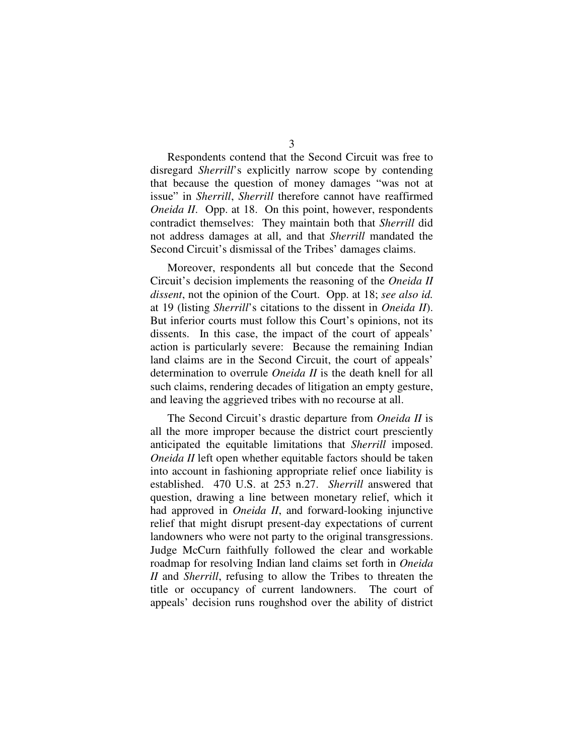Respondents contend that the Second Circuit was free to disregard *Sherrill*'s explicitly narrow scope by contending that because the question of money damages "was not at issue" in *Sherrill*, *Sherrill* therefore cannot have reaffirmed *Oneida II*. Opp. at 18. On this point, however, respondents contradict themselves: They maintain both that *Sherrill* did not address damages at all, and that *Sherrill* mandated the Second Circuit's dismissal of the Tribes' damages claims.

Moreover, respondents all but concede that the Second Circuit's decision implements the reasoning of the *Oneida II dissent*, not the opinion of the Court. Opp. at 18; *see also id.* at 19 (listing *Sherrill*'s citations to the dissent in *Oneida II*). But inferior courts must follow this Court's opinions, not its dissents. In this case, the impact of the court of appeals' action is particularly severe: Because the remaining Indian land claims are in the Second Circuit, the court of appeals' determination to overrule *Oneida II* is the death knell for all such claims, rendering decades of litigation an empty gesture, and leaving the aggrieved tribes with no recourse at all.

The Second Circuit's drastic departure from *Oneida II* is all the more improper because the district court presciently anticipated the equitable limitations that *Sherrill* imposed. *Oneida II* left open whether equitable factors should be taken into account in fashioning appropriate relief once liability is established. 470 U.S. at 253 n.27. *Sherrill* answered that question, drawing a line between monetary relief, which it had approved in *Oneida II*, and forward-looking injunctive relief that might disrupt present-day expectations of current landowners who were not party to the original transgressions. Judge McCurn faithfully followed the clear and workable roadmap for resolving Indian land claims set forth in *Oneida II* and *Sherrill*, refusing to allow the Tribes to threaten the title or occupancy of current landowners. The court of appeals' decision runs roughshod over the ability of district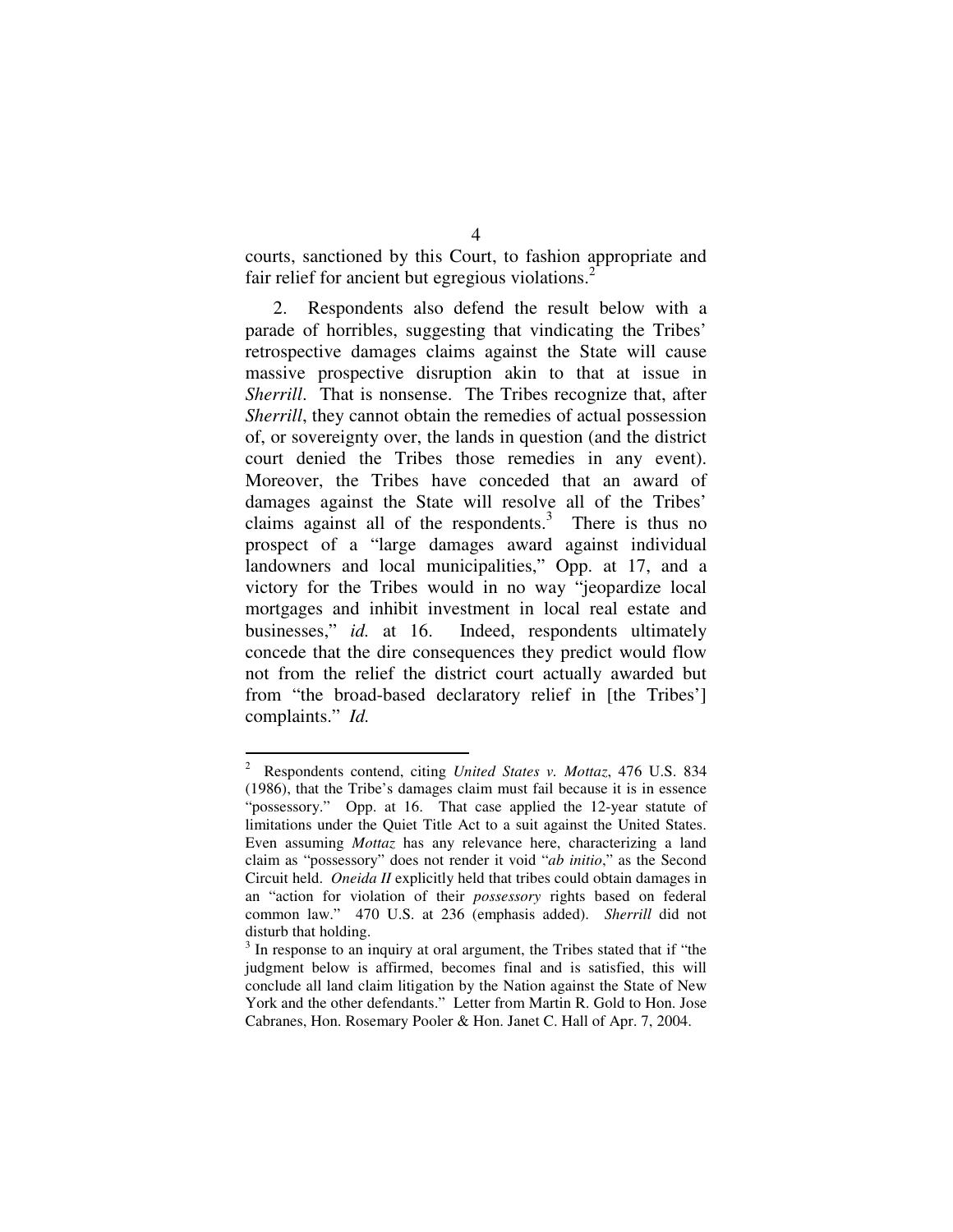courts, sanctioned by this Court, to fashion appropriate and fair relief for ancient but egregious violations.[2]

2. Respondents also defend the result below with a parade of horribles, suggesting that vindicating the Tribes' retrospective damages claims against the State will cause massive prospective disruption akin to that at issue in *Sherrill*. That is nonsense. The Tribes recognize that, after *Sherrill*, they cannot obtain the remedies of actual possession of, or sovereignty over, the lands in question (and the district court denied the Tribes those remedies in any event). Moreover, the Tribes have conceded that an award of damages against the State will resolve all of the Tribes' claims against all of the respondents.[3] There is thus no prospect of a "large damages award against individual landowners and local municipalities," Opp. at 17, and a victory for the Tribes would in no way "jeopardize local mortgages and inhibit investment in local real estate and businesses," *id.* at 16. Indeed, respondents ultimately concede that the dire consequences they predict would flow not from the relief the district court actually awarded but from "the broad-based declaratory relief in [the Tribes'] complaints." *Id.*

---

[2] Respondents contend, citing *United States v. Mottaz*, 476 U.S. 834 (1986), that the Tribe's damages claim must fail because it is in essence "possessory." Opp. at 16. That case applied the 12-year statute of limitations under the Quiet Title Act to a suit against the United States. Even assuming *Mottaz* has any relevance here, characterizing a land claim as "possessory" does not render it void "*ab initio*," as the Second Circuit held. *Oneida II* explicitly held that tribes could obtain damages in an "action for violation of their *possessory* rights based on federal common law." 470 U.S. at 236 (emphasis added). *Sherrill* did not disturb that holding.

[3] In response to an inquiry at oral argument, the Tribes stated that if "the judgment below is affirmed, becomes final and is satisfied, this will conclude all land claim litigation by the Nation against the State of New York and the other defendants." Letter from Martin R. Gold to Hon. Jose Cabranes, Hon. Rosemary Pooler & Hon. Janet C. Hall of Apr. 7, 2004.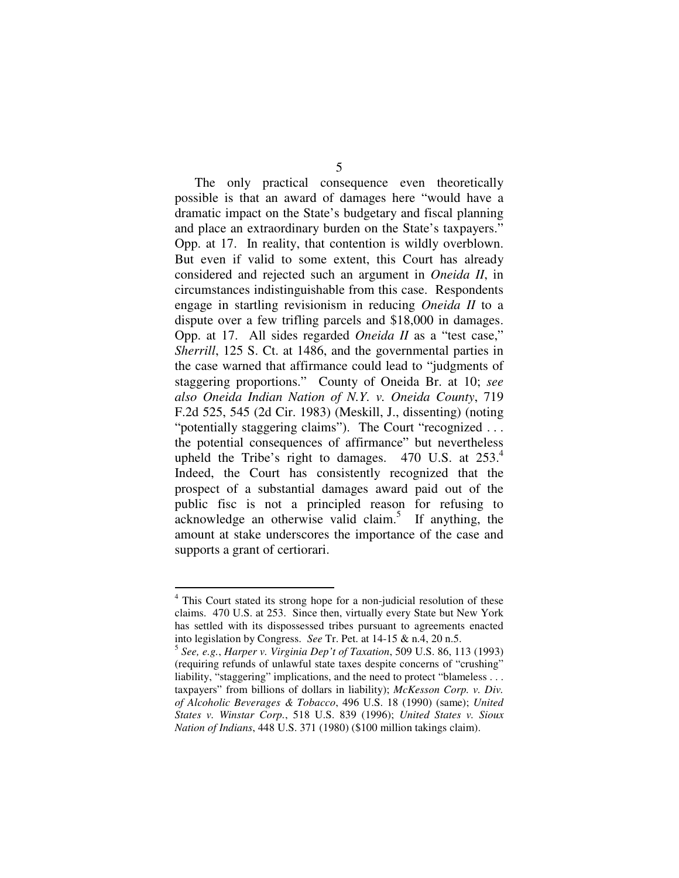The only practical consequence even theoretically possible is that an award of damages here "would have a dramatic impact on the State's budgetary and fiscal planning and place an extraordinary burden on the State's taxpayers." Opp. at 17. In reality, that contention is wildly overblown. But even if valid to some extent, this Court has already considered and rejected such an argument in *Oneida II*, in circumstances indistinguishable from this case. Respondents engage in startling revisionism in reducing *Oneida II* to a dispute over a few trifling parcels and $18,000 in damages. Opp. at 17. All sides regarded *Oneida II* as a "test case," *Sherrill*, 125 S. Ct. at 1486, and the governmental parties in the case warned that affirmance could lead to "judgments of staggering proportions." County of Oneida Br. at 10; *see also Oneida Indian Nation of N.Y. v. Oneida County*, 719 F.2d 525, 545 (2d Cir. 1983) (Meskill, J., dissenting) (noting "potentially staggering claims"). The Court "recognized . . . the potential consequences of affirmance" but nevertheless upheld the Tribe's right to damages. 470 U.S. at 253.[4] Indeed, the Court has consistently recognized that the prospect of a substantial damages award paid out of the public fisc is not a principled reason for refusing to acknowledge an otherwise valid claim.[5] If anything, the amount at stake underscores the importance of the case and supports a grant of certiorari.

---

[4] This Court stated its strong hope for a non-judicial resolution of these claims. 470 U.S. at 253. Since then, virtually every State but New York has settled with its dispossessed tribes pursuant to agreements enacted into legislation by Congress. *See* Tr. Pet. at 14-15 & n.4, 20 n.5.

[5] *See, e.g.*, *Harper v. Virginia Dep't of Taxation*, 509 U.S. 86, 113 (1993) (requiring refunds of unlawful state taxes despite concerns of "crushing" liability, "staggering" implications, and the need to protect "blameless . . . taxpayers" from billions of dollars in liability); *McKesson Corp. v. Div. of Alcoholic Beverages & Tobacco*, 496 U.S. 18 (1990) (same); *United States v. Winstar Corp.*, 518 U.S. 839 (1996); *United States v. Sioux Nation of Indians*, 448 U.S. 371 (1980) ($100 million takings claim).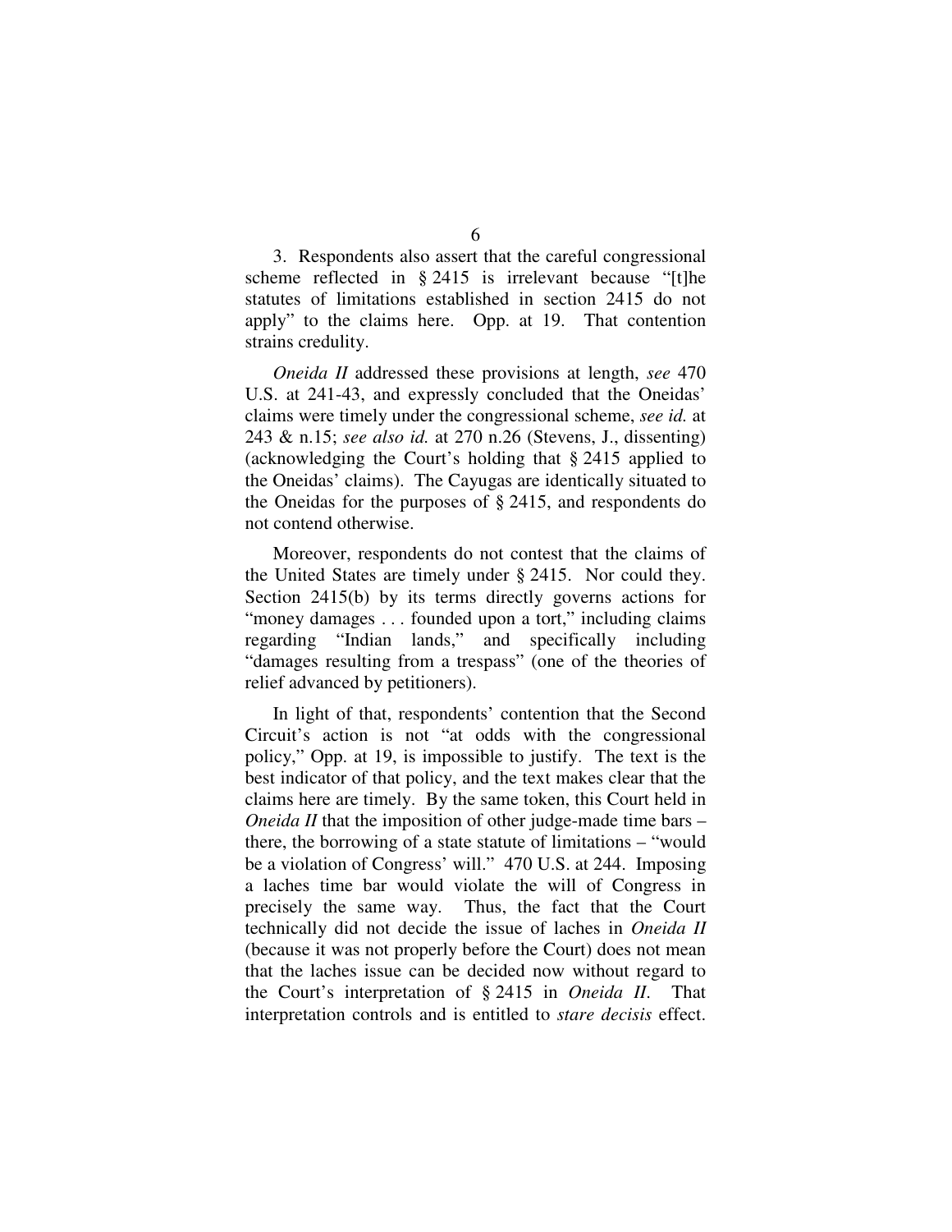3. Respondents also assert that the careful congressional scheme reflected in § 2415 is irrelevant because "[t]he statutes of limitations established in section 2415 do not apply" to the claims here. Opp. at 19. That contention strains credulity.

*Oneida II* addressed these provisions at length, *see* 470 U.S. at 241-43, and expressly concluded that the Oneidas' claims were timely under the congressional scheme, *see id.* at 243 & n.15; *see also id.* at 270 n.26 (Stevens, J., dissenting) (acknowledging the Court's holding that § 2415 applied to the Oneidas' claims). The Cayugas are identically situated to the Oneidas for the purposes of § 2415, and respondents do not contend otherwise.

Moreover, respondents do not contest that the claims of the United States are timely under § 2415. Nor could they. Section 2415(b) by its terms directly governs actions for "money damages . . . founded upon a tort," including claims regarding "Indian lands," and specifically including "damages resulting from a trespass" (one of the theories of relief advanced by petitioners).

In light of that, respondents' contention that the Second Circuit's action is not "at odds with the congressional policy," Opp. at 19, is impossible to justify. The text is the best indicator of that policy, and the text makes clear that the claims here are timely. By the same token, this Court held in *Oneida II* that the imposition of other judge-made time bars – there, the borrowing of a state statute of limitations – "would be a violation of Congress' will." 470 U.S. at 244. Imposing a laches time bar would violate the will of Congress in precisely the same way. Thus, the fact that the Court technically did not decide the issue of laches in *Oneida II* (because it was not properly before the Court) does not mean that the laches issue can be decided now without regard to the Court's interpretation of § 2415 in *Oneida II*. That interpretation controls and is entitled to *stare decisis* effect.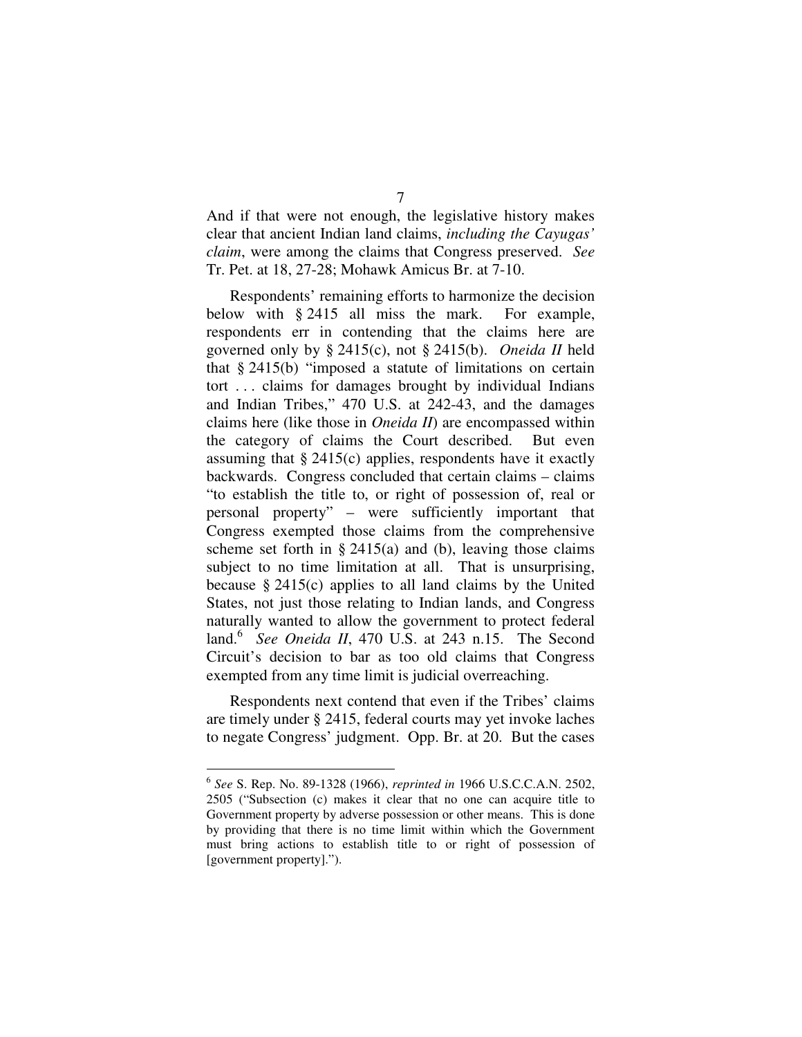And if that were not enough, the legislative history makes clear that ancient Indian land claims, *including the Cayugas' claim*, were among the claims that Congress preserved. *See* Tr. Pet. at 18, 27-28; Mohawk Amicus Br. at 7-10.

Respondents' remaining efforts to harmonize the decision below with § 2415 all miss the mark. For example, respondents err in contending that the claims here are governed only by § 2415(c), not § 2415(b). *Oneida II* held that § 2415(b) "imposed a statute of limitations on certain tort . . . claims for damages brought by individual Indians and Indian Tribes," 470 U.S. at 242-43, and the damages claims here (like those in *Oneida II*) are encompassed within the category of claims the Court described. But even assuming that § 2415(c) applies, respondents have it exactly backwards. Congress concluded that certain claims – claims "to establish the title to, or right of possession of, real or personal property" – were sufficiently important that Congress exempted those claims from the comprehensive scheme set forth in § 2415(a) and (b), leaving those claims subject to no time limitation at all. That is unsurprising, because § 2415(c) applies to all land claims by the United States, not just those relating to Indian lands, and Congress naturally wanted to allow the government to protect federal land.[6] *See Oneida II*, 470 U.S. at 243 n.15. The Second Circuit's decision to bar as too old claims that Congress exempted from any time limit is judicial overreaching.

Respondents next contend that even if the Tribes' claims are timely under § 2415, federal courts may yet invoke laches to negate Congress' judgment. Opp. Br. at 20. But the cases

---

[6] *See* S. Rep. No. 89-1328 (1966), *reprinted in* 1966 U.S.C.C.A.N. 2502, 2505 ("Subsection (c) makes it clear that no one can acquire title to Government property by adverse possession or other means. This is done by providing that there is no time limit within which the Government must bring actions to establish title to or right of possession of [government property].").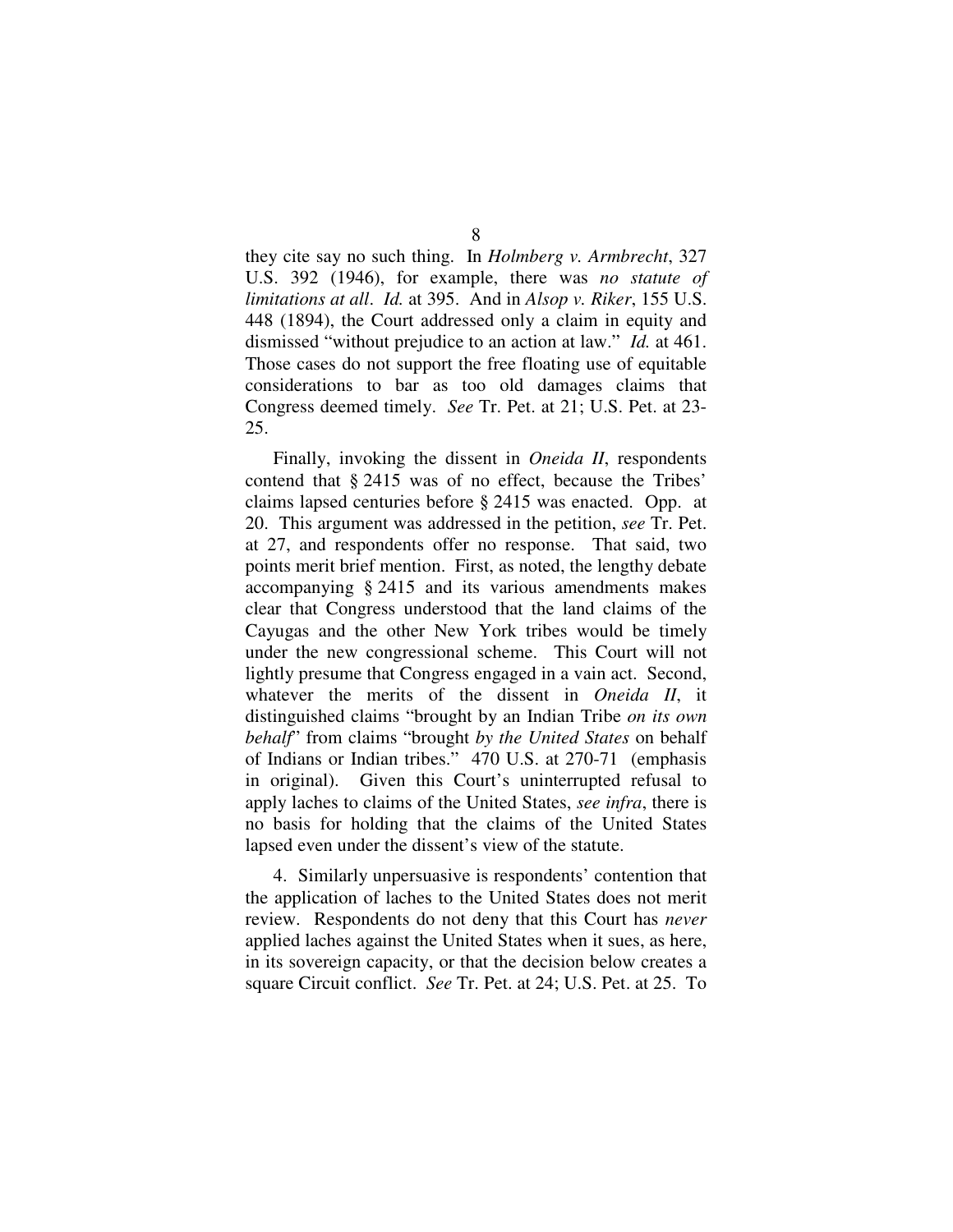they cite say no such thing. In *Holmberg v. Armbrecht*, 327 U.S. 392 (1946), for example, there was *no statute of limitations at all*. *Id.* at 395. And in *Alsop v. Riker*, 155 U.S. 448 (1894), the Court addressed only a claim in equity and dismissed "without prejudice to an action at law." *Id.* at 461. Those cases do not support the free floating use of equitable considerations to bar as too old damages claims that Congress deemed timely. *See* Tr. Pet. at 21; U.S. Pet. at 23-25.

Finally, invoking the dissent in *Oneida II*, respondents contend that § 2415 was of no effect, because the Tribes' claims lapsed centuries before § 2415 was enacted. Opp. at 20. This argument was addressed in the petition, *see* Tr. Pet. at 27, and respondents offer no response. That said, two points merit brief mention. First, as noted, the lengthy debate accompanying § 2415 and its various amendments makes clear that Congress understood that the land claims of the Cayugas and the other New York tribes would be timely under the new congressional scheme. This Court will not lightly presume that Congress engaged in a vain act. Second, whatever the merits of the dissent in *Oneida II*, it distinguished claims "brought by an Indian Tribe *on its own behalf*" from claims "brought *by the United States* on behalf of Indians or Indian tribes." 470 U.S. at 270-71 (emphasis in original). Given this Court's uninterrupted refusal to apply laches to claims of the United States, *see infra*, there is no basis for holding that the claims of the United States lapsed even under the dissent's view of the statute.

4. Similarly unpersuasive is respondents' contention that the application of laches to the United States does not merit review. Respondents do not deny that this Court has *never* applied laches against the United States when it sues, as here, in its sovereign capacity, or that the decision below creates a square Circuit conflict. *See* Tr. Pet. at 24; U.S. Pet. at 25. To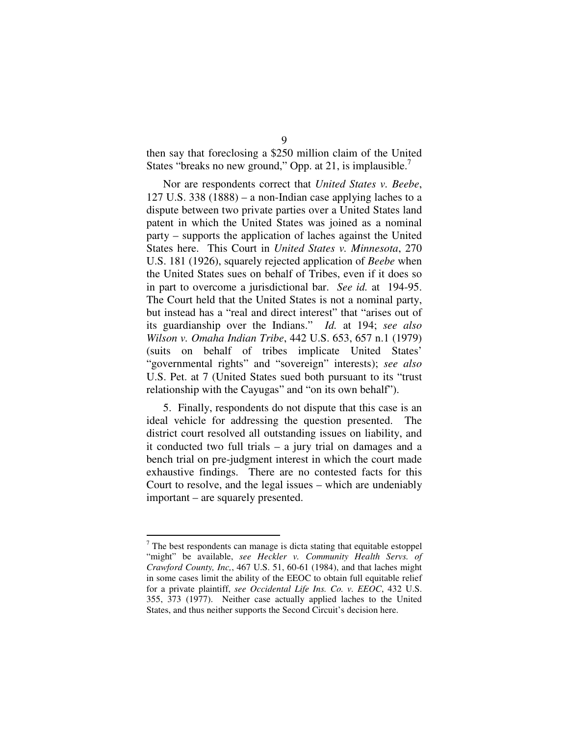then say that foreclosing a $250 million claim of the United States "breaks no new ground," Opp. at 21, is implausible.[7]

Nor are respondents correct that *United States v. Beebe*, 127 U.S. 338 (1888) – a non-Indian case applying laches to a dispute between two private parties over a United States land patent in which the United States was joined as a nominal party – supports the application of laches against the United States here. This Court in *United States v. Minnesota*, 270 U.S. 181 (1926), squarely rejected application of *Beebe* when the United States sues on behalf of Tribes, even if it does so in part to overcome a jurisdictional bar. *See id.* at 194-95. The Court held that the United States is not a nominal party, but instead has a "real and direct interest" that "arises out of its guardianship over the Indians." *Id.* at 194; *see also Wilson v. Omaha Indian Tribe*, 442 U.S. 653, 657 n.1 (1979) (suits on behalf of tribes implicate United States' "governmental rights" and "sovereign" interests); *see also* U.S. Pet. at 7 (United States sued both pursuant to its "trust relationship with the Cayugas" and "on its own behalf").

5. Finally, respondents do not dispute that this case is an ideal vehicle for addressing the question presented. The district court resolved all outstanding issues on liability, and it conducted two full trials – a jury trial on damages and a bench trial on pre-judgment interest in which the court made exhaustive findings. There are no contested facts for this Court to resolve, and the legal issues – which are undeniably important – are squarely presented.

---

[7] The best respondents can manage is dicta stating that equitable estoppel "might" be available, *see Heckler v. Community Health Servs. of Crawford County, Inc,*, 467 U.S. 51, 60-61 (1984), and that laches might in some cases limit the ability of the EEOC to obtain full equitable relief for a private plaintiff, *see Occidental Life Ins. Co. v. EEOC*, 432 U.S. 355, 373 (1977). Neither case actually applied laches to the United States, and thus neither supports the Second Circuit's decision here.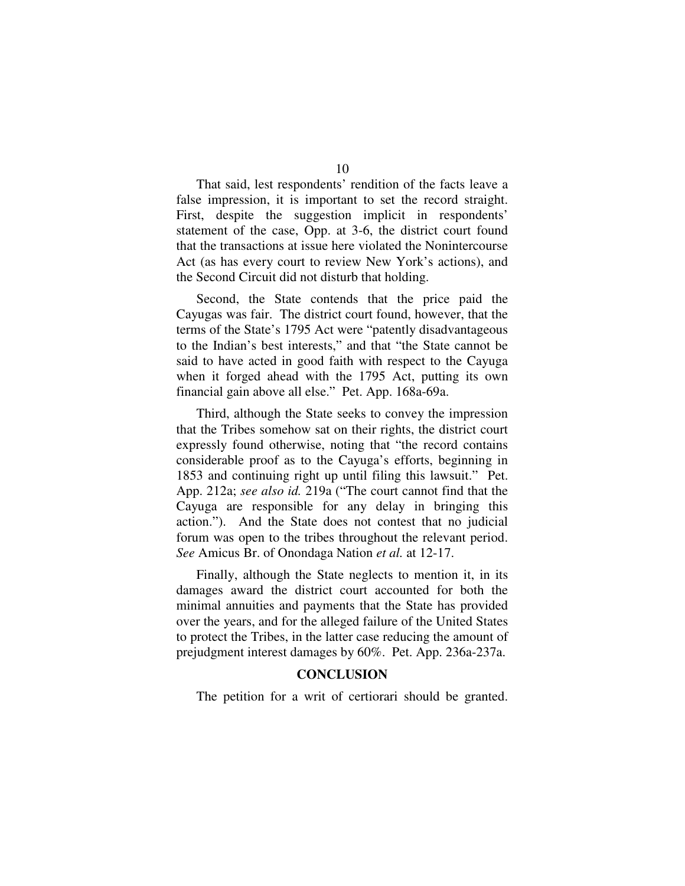That said, lest respondents' rendition of the facts leave a false impression, it is important to set the record straight. First, despite the suggestion implicit in respondents' statement of the case, Opp. at 3-6, the district court found that the transactions at issue here violated the Nonintercourse Act (as has every court to review New York's actions), and the Second Circuit did not disturb that holding.

Second, the State contends that the price paid the Cayugas was fair. The district court found, however, that the terms of the State's 1795 Act were "patently disadvantageous to the Indian's best interests," and that "the State cannot be said to have acted in good faith with respect to the Cayuga when it forged ahead with the 1795 Act, putting its own financial gain above all else." Pet. App. 168a-69a.

Third, although the State seeks to convey the impression that the Tribes somehow sat on their rights, the district court expressly found otherwise, noting that "the record contains considerable proof as to the Cayuga's efforts, beginning in 1853 and continuing right up until filing this lawsuit." Pet. App. 212a; *see also id.* 219a ("The court cannot find that the Cayuga are responsible for any delay in bringing this action."). And the State does not contest that no judicial forum was open to the tribes throughout the relevant period. *See* Amicus Br. of Onondaga Nation *et al.* at 12-17.

Finally, although the State neglects to mention it, in its damages award the district court accounted for both the minimal annuities and payments that the State has provided over the years, and for the alleged failure of the United States to protect the Tribes, in the latter case reducing the amount of prejudgment interest damages by 60%. Pet. App. 236a-237a.

## CONCLUSION

The petition for a writ of certiorari should be granted.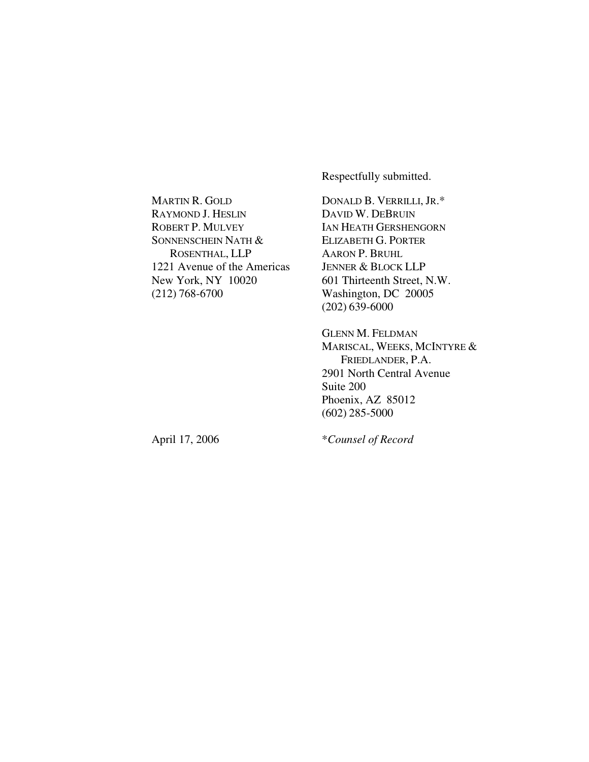Respectfully submitted.

MARTIN R. GOLD
RAYMOND J. HESLIN
ROBERT P. MULVEY
SONNENSCHEIN NATH &
ROSENTHAL, LLP
1221 Avenue of the Americas
New York, NY 10020
(212) 768-6700

DONALD B. VERRILLI, JR.*
DAVID W. DEBRUIN
IAN HEATH GERSHENGORN
ELIZABETH G. PORTER
AARON P. BRUHL
JENNER & BLOCK LLP
601 Thirteenth Street, N.W.
Washington, DC 20005
(202) 639-6000

GLENN M. FELDMAN
MARISCAL, WEEKS, MCINTYRE &
FRIEDLANDER, P.A.
2901 North Central Avenue
Suite 200
Phoenix, AZ 85012
(602) 285-5000

April 17, 2006

**Counsel of Record*